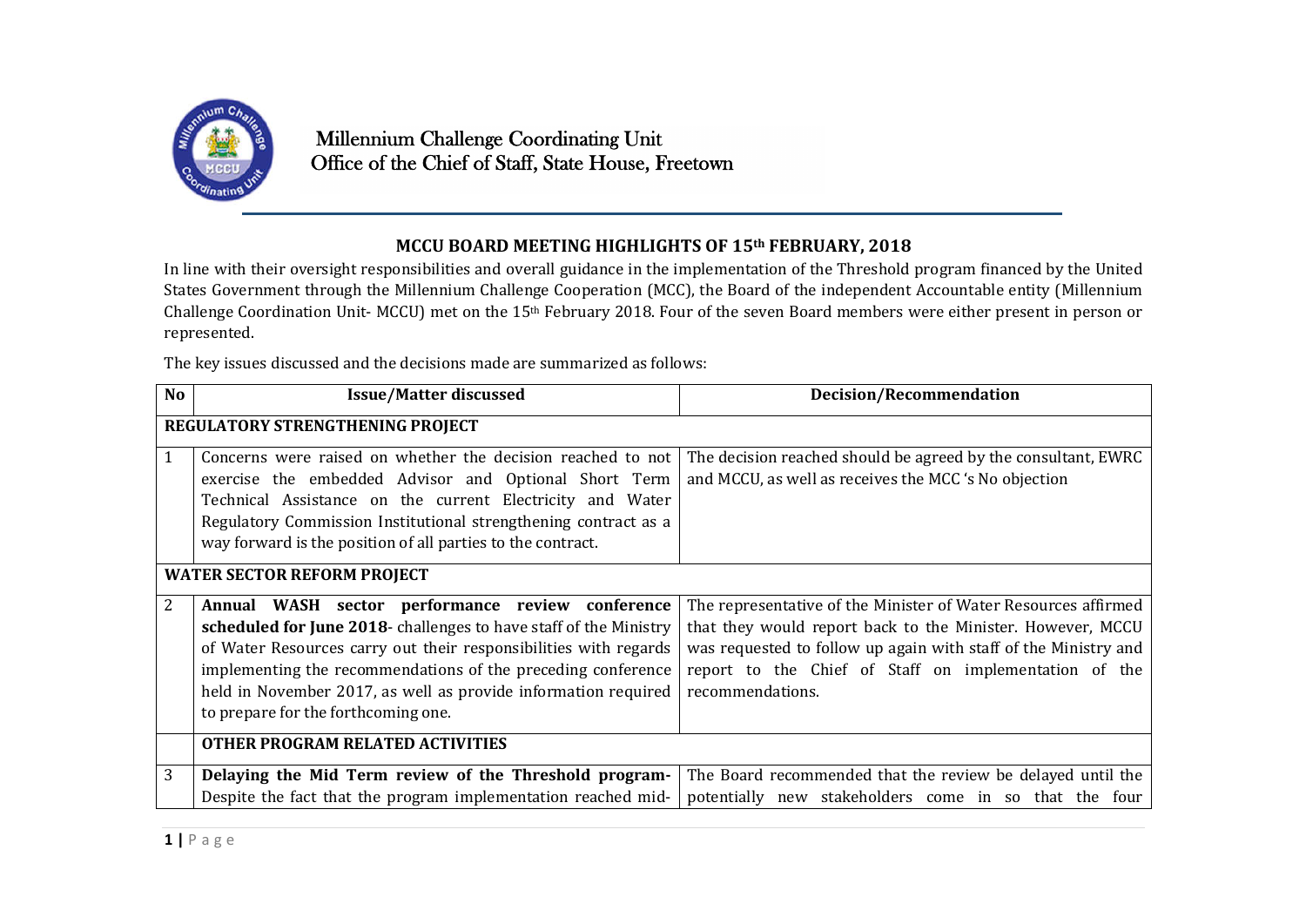Millennium Challenge Coordinating Unit
Office of the Chief of Staff, State House, Freetown

## MCCU BOARD MEETING HIGHLIGHTS OF 15th FEBRUARY, 2018

In line with their oversight responsibilities and overall guidance in the implementation of the Threshold program financed by the United States Government through the Millennium Challenge Cooperation (MCC), the Board of the independent Accountable entity (Millennium Challenge Coordination Unit- MCCU) met on the 15th February 2018. Four of the seven Board members were either present in person or represented.

The key issues discussed and the decisions made are summarized as follows:

| No | Issue/Matter discussed | Decision/Recommendation |
|---|---|---|
| **REGULATORY STRENGTHENING PROJECT** | | |
| 1 | Concerns were raised on whether the decision reached to not exercise the embedded Advisor and Optional Short Term Technical Assistance on the current Electricity and Water Regulatory Commission Institutional strengthening contract as a way forward is the position of all parties to the contract. | The decision reached should be agreed by the consultant, EWRC and MCCU, as well as receives the MCC 's No objection |
| **WATER SECTOR REFORM PROJECT** | | |
| 2 | **Annual WASH sector performance review conference scheduled for June 2018**- challenges to have staff of the Ministry of Water Resources carry out their responsibilities with regards implementing the recommendations of the preceding conference held in November 2017, as well as provide information required to prepare for the forthcoming one. | The representative of the Minister of Water Resources affirmed that they would report back to the Minister. However, MCCU was requested to follow up again with staff of the Ministry and report to the Chief of Staff on implementation of the recommendations. |
| | **OTHER PROGRAM RELATED ACTIVITIES** | |
| 3 | **Delaying the Mid Term review of the Threshold program-** Despite the fact that the program implementation reached mid- | The Board recommended that the review be delayed until the potentially new stakeholders come in so that the four |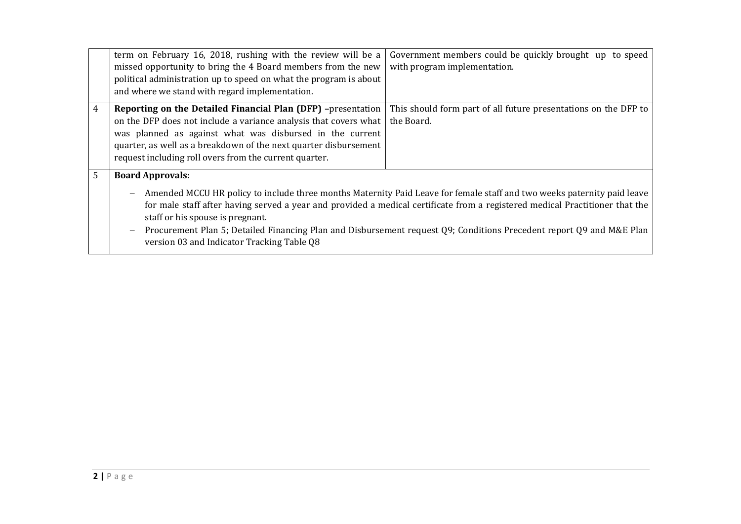| | | |
|---|---|---|
| | term on February 16, 2018, rushing with the review will be a missed opportunity to bring the 4 Board members from the new political administration up to speed on what the program is about and where we stand with regard implementation. | Government members could be quickly brought up to speed with program implementation. |
| 4 | **Reporting on the Detailed Financial Plan (DFP) –**presentation on the DFP does not include a variance analysis that covers what was planned as against what was disbursed in the current quarter, as well as a breakdown of the next quarter disbursement request including roll overs from the current quarter. | This should form part of all future presentations on the DFP to the Board. |
| 5 | **Board Approvals:**<br>– Amended MCCU HR policy to include three months Maternity Paid Leave for female staff and two weeks paternity paid leave for male staff after having served a year and provided a medical certificate from a registered medical Practitioner that the staff or his spouse is pregnant.<br>– Procurement Plan 5; Detailed Financing Plan and Disbursement request Q9; Conditions Precedent report Q9 and M&E Plan version 03 and Indicator Tracking Table Q8 | |